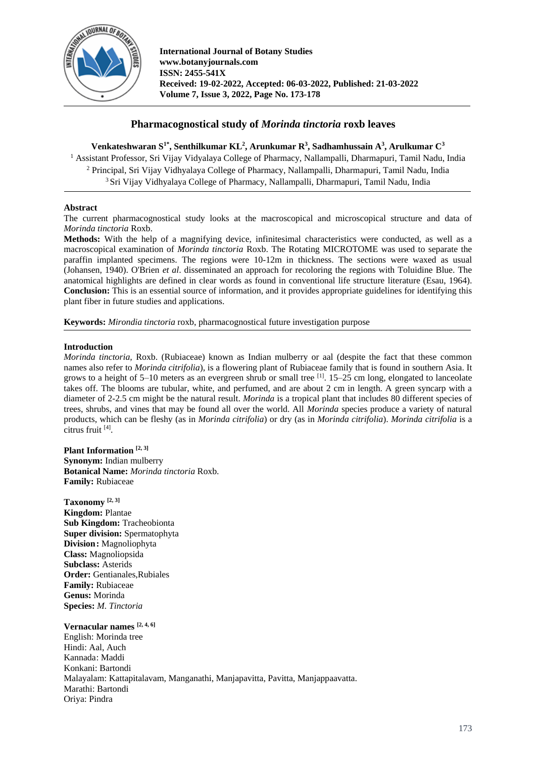# Pharmacognostical study of *Morinda tinctoria* roxb leaves

**Venkateshwaran S[1*], Senthilkumar KL[2], Arunkumar R[3], Sadhamhussain A[3], Arulkumar C[3]**

[1] Assistant Professor, Sri Vijay Vidyalaya College of Pharmacy, Nallampalli, Dharmapuri, Tamil Nadu, India
[2] Principal, Sri Vijay Vidhyalaya College of Pharmacy, Nallampalli, Dharmapuri, Tamil Nadu, India
[3] Sri Vijay Vidhyalaya College of Pharmacy, Nallampalli, Dharmapuri, Tamil Nadu, India

**International Journal of Botany Studies**
**www.botanyjournals.com**
**ISSN: 2455-541X**
**Received: 19-02-2022, Accepted: 06-03-2022, Published: 21-03-2022**
**Volume 7, Issue 3, 2022, Page No. 173-178**

## Abstract

The current pharmacognostical study looks at the macroscopical and microscopical structure and data of *Morinda tinctoria* Roxb.

**Methods:** With the help of a magnifying device, infinitesimal characteristics were conducted, as well as a macroscopical examination of *Morinda tinctoria* Roxb. The Rotating MICROTOME was used to separate the paraffin implanted specimens. The regions were 10-12m in thickness. The sections were waxed as usual (Johansen, 1940). O'Brien *et al*. disseminated an approach for recoloring the regions with Toluidine Blue. The anatomical highlights are defined in clear words as found in conventional life structure literature (Esau, 1964).

**Conclusion:** This is an essential source of information, and it provides appropriate guidelines for identifying this plant fiber in future studies and applications.

**Keywords:** *Mirondia tinctoria* roxb, pharmacognostical future investigation purpose

## Introduction

*Morinda tinctoria,* Roxb. (Rubiaceae) known as Indian mulberry or aal (despite the fact that these common names also refer to *Morinda citrifolia*), is a flowering plant of Rubiaceae family that is found in southern Asia. It grows to a height of 5–10 meters as an evergreen shrub or small tree [1]. 15–25 cm long, elongated to lanceolate takes off. The blooms are tubular, white, and perfumed, and are about 2 cm in length. A green syncarp with a diameter of 2-2.5 cm might be the natural result. *Morinda* is a tropical plant that includes 80 different species of trees, shrubs, and vines that may be found all over the world. All *Morinda* species produce a variety of natural products, which can be fleshy (as in *Morinda citrifolia*) or dry (as in *Morinda citrifolia*). *Morinda citrifolia* is a citrus fruit [4].

**Plant Information [2, 3]**
**Synonym:** Indian mulberry
**Botanical Name:** *Morinda tinctoria* Roxb.
**Family:** Rubiaceae

**Taxonomy [2, 3]**
**Kingdom:** Plantae
**Sub Kingdom:** Tracheobionta
**Super division:** Spermatophyta
**Division:** Magnoliophyta
**Class:** Magnoliopsida
**Subclass:** Asterids
**Order:** Gentianales,Rubiales
**Family:** Rubiaceae
**Genus:** Morinda
**Species:** *M. Tinctoria*

**Vernacular names [2, 4, 6]**
English: Morinda tree
Hindi: Aal, Auch
Kannada: Maddi
Konkani: Bartondi
Malayalam: Kattapitalavam, Manganathi, Manjapavitta, Pavitta, Manjappaavatta.
Marathi: Bartondi
Oriya: Pindra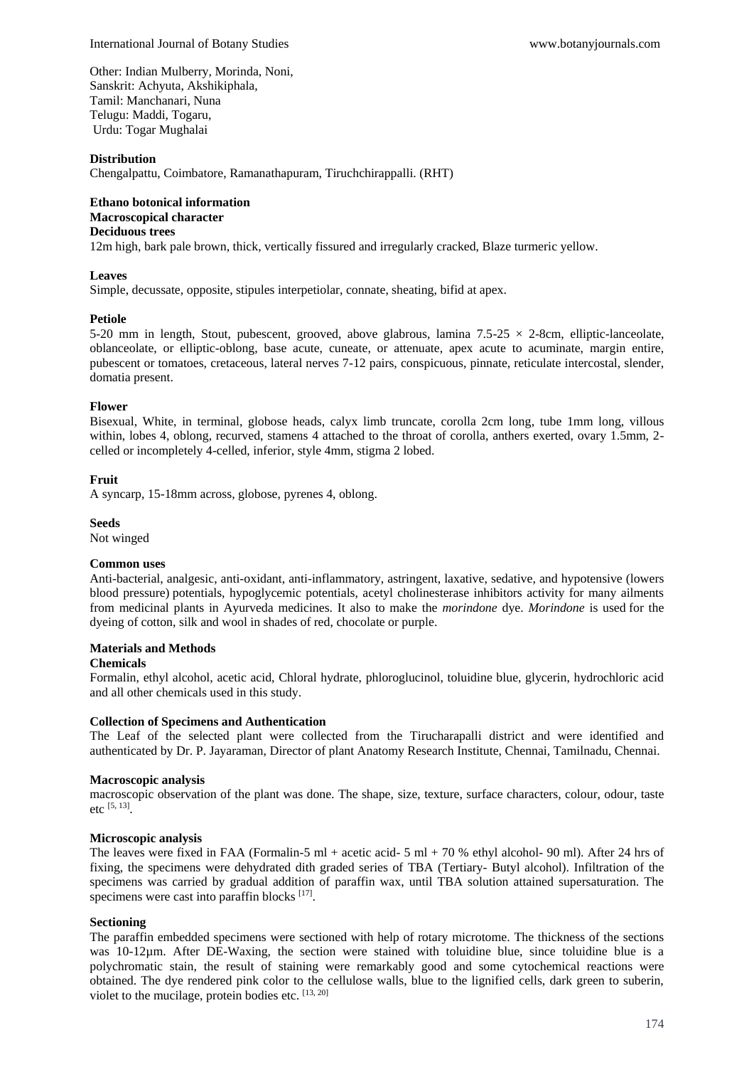Other: Indian Mulberry, Morinda, Noni,
Sanskrit: Achyuta, Akshikiphala,
Tamil: Manchanari, Nuna
Telugu: Maddi, Togaru,
Urdu: Togar Mughalai

**Distribution**

Chengalpattu, Coimbatore, Ramanathapuram, Tiruchchirappalli. (RHT)

**Ethano botonical information**

**Macroscopical character**

**Deciduous trees**

12m high, bark pale brown, thick, vertically fissured and irregularly cracked, Blaze turmeric yellow.

**Leaves**

Simple, decussate, opposite, stipules interpetiolar, connate, sheating, bifid at apex.

**Petiole**

5-20 mm in length, Stout, pubescent, grooved, above glabrous, lamina 7.5-25 × 2-8cm, elliptic-lanceolate, oblanceolate, or elliptic-oblong, base acute, cuneate, or attenuate, apex acute to acuminate, margin entire, pubescent or tomatoes, cretaceous, lateral nerves 7-12 pairs, conspicuous, pinnate, reticulate intercostal, slender, domatia present.

**Flower**

Bisexual, White, in terminal, globose heads, calyx limb truncate, corolla 2cm long, tube 1mm long, villous within, lobes 4, oblong, recurved, stamens 4 attached to the throat of corolla, anthers exerted, ovary 1.5mm, 2-celled or incompletely 4-celled, inferior, style 4mm, stigma 2 lobed.

**Fruit**

A syncarp, 15-18mm across, globose, pyrenes 4, oblong.

**Seeds**

Not winged

**Common uses**

Anti-bacterial, analgesic, anti-oxidant, anti-inflammatory, astringent, laxative, sedative, and hypotensive (lowers blood pressure) potentials, hypoglycemic potentials, acetyl cholinesterase inhibitors activity for many ailments from medicinal plants in Ayurveda medicines. It also to make the *morindone* dye. *Morindone* is used for the dyeing of cotton, silk and wool in shades of red, chocolate or purple.

## Materials and Methods

**Chemicals**

Formalin, ethyl alcohol, acetic acid, Chloral hydrate, phloroglucinol, toluidine blue, glycerin, hydrochloric acid and all other chemicals used in this study.

**Collection of Specimens and Authentication**

The Leaf of the selected plant were collected from the Tirucharapalli district and were identified and authenticated by Dr. P. Jayaraman, Director of plant Anatomy Research Institute, Chennai, Tamilnadu, Chennai.

**Macroscopic analysis**

macroscopic observation of the plant was done. The shape, size, texture, surface characters, colour, odour, taste etc [5, 13].

**Microscopic analysis**

The leaves were fixed in FAA (Formalin-5 ml + acetic acid- 5 ml + 70 % ethyl alcohol- 90 ml). After 24 hrs of fixing, the specimens were dehydrated dith graded series of TBA (Tertiary- Butyl alcohol). Infiltration of the specimens was carried by gradual addition of paraffin wax, until TBA solution attained supersaturation. The specimens were cast into paraffin blocks [17].

**Sectioning**

The paraffin embedded specimens were sectioned with help of rotary microtome. The thickness of the sections was 10-12µm. After DE-Waxing, the section were stained with toluidine blue, since toluidine blue is a polychromatic stain, the result of staining were remarkably good and some cytochemical reactions were obtained. The dye rendered pink color to the cellulose walls, blue to the lignified cells, dark green to suberin, violet to the mucilage, protein bodies etc. [13, 20]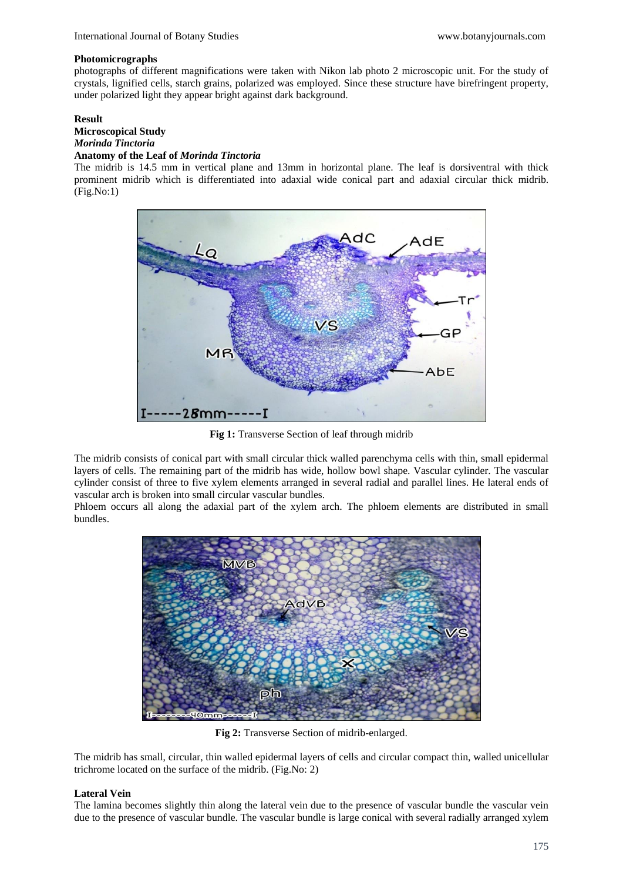### Photomicrographs

photographs of different magnifications were taken with Nikon lab photo 2 microscopic unit. For the study of crystals, lignified cells, starch grains, polarized was employed. Since these structure have birefringent property, under polarized light they appear bright against dark background.

## Result

### Microscopical Study

### *Morinda Tinctoria*

### Anatomy of the Leaf of *Morinda Tinctoria*

The midrib is 14.5 mm in vertical plane and 13mm in horizontal plane. The leaf is dorsiventral with thick prominent midrib which is differentiated into adaxial wide conical part and adaxial circular thick midrib. (Fig.No:1)

**Fig 1:** Transverse Section of leaf through midrib

The midrib consists of conical part with small circular thick walled parenchyma cells with thin, small epidermal layers of cells. The remaining part of the midrib has wide, hollow bowl shape. Vascular cylinder. The vascular cylinder consist of three to five xylem elements arranged in several radial and parallel lines. He lateral ends of vascular arch is broken into small circular vascular bundles.

Phloem occurs all along the adaxial part of the xylem arch. The phloem elements are distributed in small bundles.

**Fig 2:** Transverse Section of midrib-enlarged.

The midrib has small, circular, thin walled epidermal layers of cells and circular compact thin, walled unicellular trichrome located on the surface of the midrib. (Fig.No: 2)

### Lateral Vein

The lamina becomes slightly thin along the lateral vein due to the presence of vascular bundle the vascular vein due to the presence of vascular bundle. The vascular bundle is large conical with several radially arranged xylem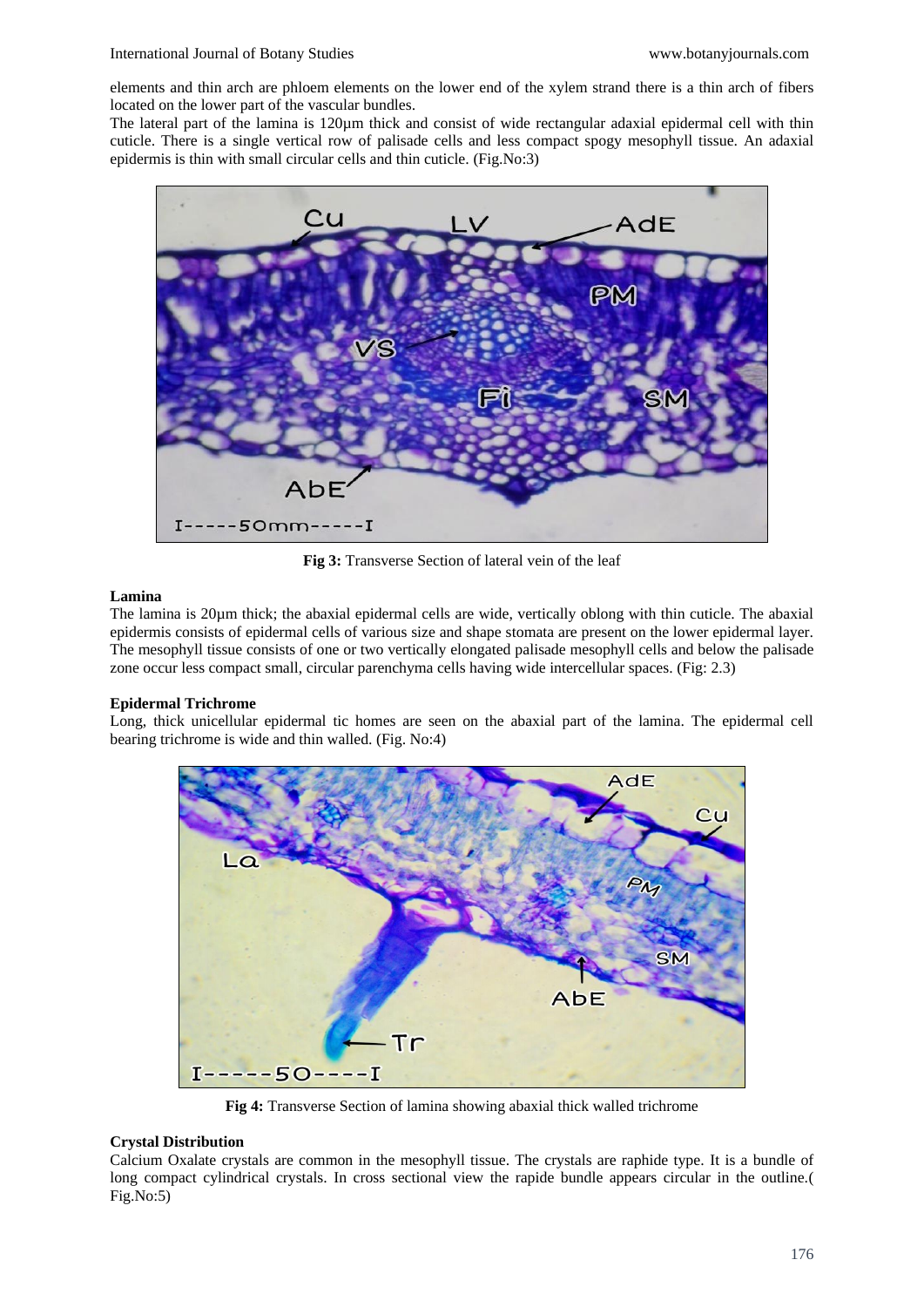elements and thin arch are phloem elements on the lower end of the xylem strand there is a thin arch of fibers located on the lower part of the vascular bundles.

The lateral part of the lamina is 120µm thick and consist of wide rectangular adaxial epidermal cell with thin cuticle. There is a single vertical row of palisade cells and less compact spogy mesophyll tissue. An adaxial epidermis is thin with small circular cells and thin cuticle. (Fig.No:3)

**Fig 3:** Transverse Section of lateral vein of the leaf

### Lamina

The lamina is 20µm thick; the abaxial epidermal cells are wide, vertically oblong with thin cuticle. The abaxial epidermis consists of epidermal cells of various size and shape stomata are present on the lower epidermal layer. The mesophyll tissue consists of one or two vertically elongated palisade mesophyll cells and below the palisade zone occur less compact small, circular parenchyma cells having wide intercellular spaces. (Fig: 2.3)

### Epidermal Trichrome

Long, thick unicellular epidermal tic homes are seen on the abaxial part of the lamina. The epidermal cell bearing trichrome is wide and thin walled. (Fig. No:4)

**Fig 4:** Transverse Section of lamina showing abaxial thick walled trichrome

### Crystal Distribution

Calcium Oxalate crystals are common in the mesophyll tissue. The crystals are raphide type. It is a bundle of long compact cylindrical crystals. In cross sectional view the rapide bundle appears circular in the outline.( Fig.No:5)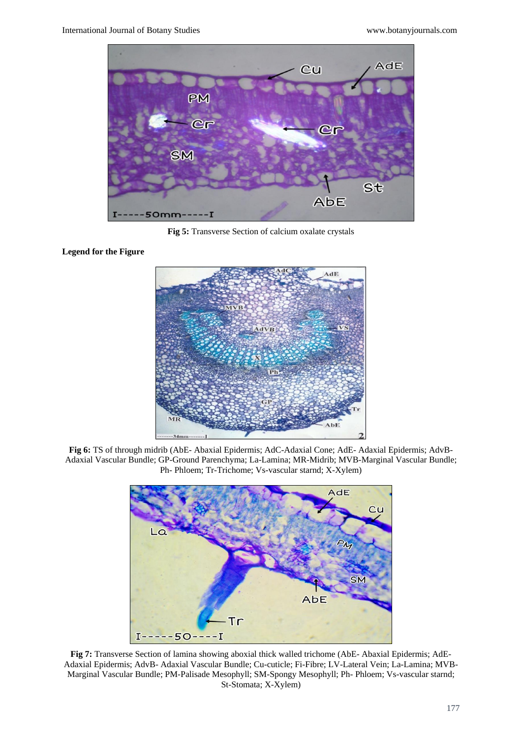**Fig 5:** Transverse Section of calcium oxalate crystals

**Legend for the Figure**

**Fig 6:** TS of through midrib (AbE- Abaxial Epidermis; AdC-Adaxial Cone; AdE- Adaxial Epidermis; AdvB- Adaxial Vascular Bundle; GP-Ground Parenchyma; La-Lamina; MR-Midrib; MVB-Marginal Vascular Bundle; Ph- Phloem; Tr-Trichome; Vs-vascular starnd; X-Xylem)

**Fig 7:** Transverse Section of lamina showing aboxial thick walled trichome (AbE- Abaxial Epidermis; AdE- Adaxial Epidermis; AdvB- Adaxial Vascular Bundle; Cu-cuticle; Fi-Fibre; LV-Lateral Vein; La-Lamina; MVB- Marginal Vascular Bundle; PM-Palisade Mesophyll; SM-Spongy Mesophyll; Ph- Phloem; Vs-vascular starnd; St-Stomata; X-Xylem)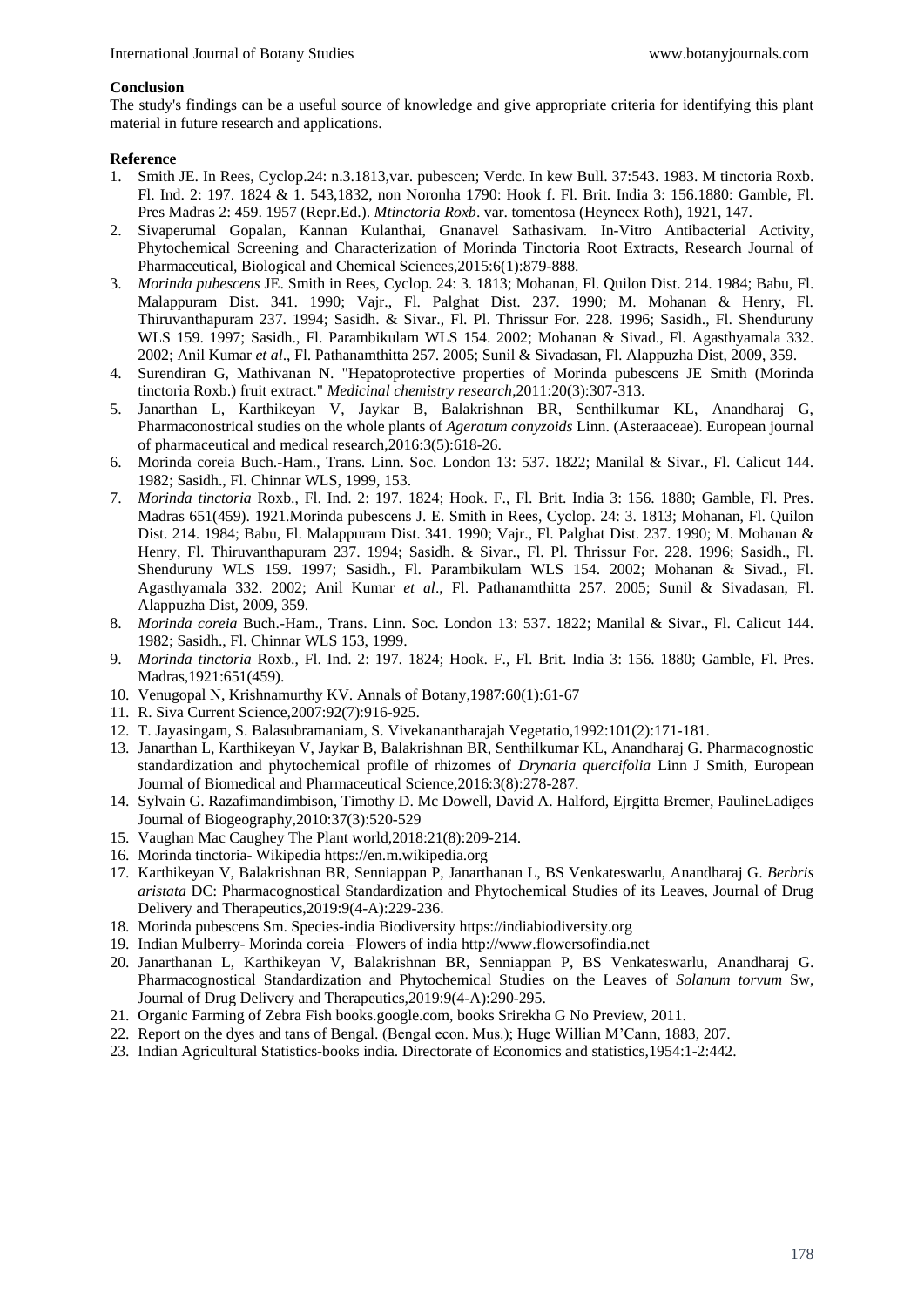## Conclusion

The study's findings can be a useful source of knowledge and give appropriate criteria for identifying this plant material in future research and applications.

## Reference

1. Smith JE. In Rees, Cyclop.24: n.3.1813,var. pubescen; Verdc. In kew Bull. 37:543. 1983. M tinctoria Roxb. Fl. Ind. 2: 197. 1824 & 1. 543,1832, non Noronha 1790: Hook f. Fl. Brit. India 3: 156.1880: Gamble, Fl. Pres Madras 2: 459. 1957 (Repr.Ed.). *Mtinctoria Roxb*. var. tomentosa (Heyneex Roth), 1921, 147.
2. Sivaperumal Gopalan, Kannan Kulanthai, Gnanavel Sathasivam. In-Vitro Antibacterial Activity, Phytochemical Screening and Characterization of Morinda Tinctoria Root Extracts, Research Journal of Pharmaceutical, Biological and Chemical Sciences,2015:6(1):879-888.
3. *Morinda pubescens* JE. Smith in Rees, Cyclop. 24: 3. 1813; Mohanan, Fl. Quilon Dist. 214. 1984; Babu, Fl. Malappuram Dist. 341. 1990; Vajr., Fl. Palghat Dist. 237. 1990; M. Mohanan & Henry, Fl. Thiruvanthapuram 237. 1994; Sasidh. & Sivar., Fl. Pl. Thrissur For. 228. 1996; Sasidh., Fl. Shenduruny WLS 159. 1997; Sasidh., Fl. Parambikulam WLS 154. 2002; Mohanan & Sivad., Fl. Agasthyamala 332. 2002; Anil Kumar *et al*., Fl. Pathanamthitta 257. 2005; Sunil & Sivadasan, Fl. Alappuzha Dist, 2009, 359.
4. Surendiran G, Mathivanan N. "Hepatoprotective properties of Morinda pubescens JE Smith (Morinda tinctoria Roxb.) fruit extract." *Medicinal chemistry research*,2011:20(3):307-313.
5. Janarthan L, Karthikeyan V, Jaykar B, Balakrishnan BR, Senthilkumar KL, Anandharaj G, Pharmaconostrical studies on the whole plants of *Ageratum conyzoids* Linn. (Asteraaceae). European journal of pharmaceutical and medical research,2016:3(5):618-26.
6. Morinda coreia Buch.-Ham., Trans. Linn. Soc. London 13: 537. 1822; Manilal & Sivar., Fl. Calicut 144. 1982; Sasidh., Fl. Chinnar WLS, 1999, 153.
7. *Morinda tinctoria* Roxb., Fl. Ind. 2: 197. 1824; Hook. F., Fl. Brit. India 3: 156. 1880; Gamble, Fl. Pres. Madras 651(459). 1921.Morinda pubescens J. E. Smith in Rees, Cyclop. 24: 3. 1813; Mohanan, Fl. Quilon Dist. 214. 1984; Babu, Fl. Malappuram Dist. 341. 1990; Vajr., Fl. Palghat Dist. 237. 1990; M. Mohanan & Henry, Fl. Thiruvanthapuram 237. 1994; Sasidh. & Sivar., Fl. Pl. Thrissur For. 228. 1996; Sasidh., Fl. Shenduruny WLS 159. 1997; Sasidh., Fl. Parambikulam WLS 154. 2002; Mohanan & Sivad., Fl. Agasthyamala 332. 2002; Anil Kumar *et al*., Fl. Pathanamthitta 257. 2005; Sunil & Sivadasan, Fl. Alappuzha Dist, 2009, 359.
8. *Morinda coreia* Buch.-Ham., Trans. Linn. Soc. London 13: 537. 1822; Manilal & Sivar., Fl. Calicut 144. 1982; Sasidh., Fl. Chinnar WLS 153, 1999.
9. *Morinda tinctoria* Roxb., Fl. Ind. 2: 197. 1824; Hook. F., Fl. Brit. India 3: 156. 1880; Gamble, Fl. Pres. Madras,1921:651(459).
10. Venugopal N, Krishnamurthy KV. Annals of Botany,1987:60(1):61-67
11. R. Siva Current Science,2007:92(7):916-925.
12. T. Jayasingam, S. Balasubramaniam, S. Vivekanantharajah Vegetatio,1992:101(2):171-181.
13. Janarthan L, Karthikeyan V, Jaykar B, Balakrishnan BR, Senthilkumar KL, Anandharaj G. Pharmacognostic standardization and phytochemical profile of rhizomes of *Drynaria quercifolia* Linn J Smith, European Journal of Biomedical and Pharmaceutical Science,2016:3(8):278-287.
14. Sylvain G. Razafimandimbison, Timothy D. Mc Dowell, David A. Halford, Ejrgitta Bremer, PaulineLadiges Journal of Biogeography,2010:37(3):520-529
15. Vaughan Mac Caughey The Plant world,2018:21(8):209-214.
16. Morinda tinctoria- Wikipedia https://en.m.wikipedia.org
17. Karthikeyan V, Balakrishnan BR, Senniappan P, Janarthanan L, BS Venkateswarlu, Anandharaj G. *Berbris aristata* DC: Pharmacognostical Standardization and Phytochemical Studies of its Leaves, Journal of Drug Delivery and Therapeutics,2019:9(4-A):229-236.
18. Morinda pubescens Sm. Species-india Biodiversity https://indiabiodiversity.org
19. Indian Mulberry- Morinda coreia –Flowers of india http://www.flowersofindia.net
20. Janarthanan L, Karthikeyan V, Balakrishnan BR, Senniappan P, BS Venkateswarlu, Anandharaj G. Pharmacognostical Standardization and Phytochemical Studies on the Leaves of *Solanum torvum* Sw, Journal of Drug Delivery and Therapeutics,2019:9(4-A):290-295.
21. Organic Farming of Zebra Fish books.google.com, books Srirekha G No Preview, 2011.
22. Report on the dyes and tans of Bengal. (Bengal econ. Mus.); Huge Willian M'Cann, 1883, 207.
23. Indian Agricultural Statistics-books india. Directorate of Economics and statistics,1954:1-2:442.